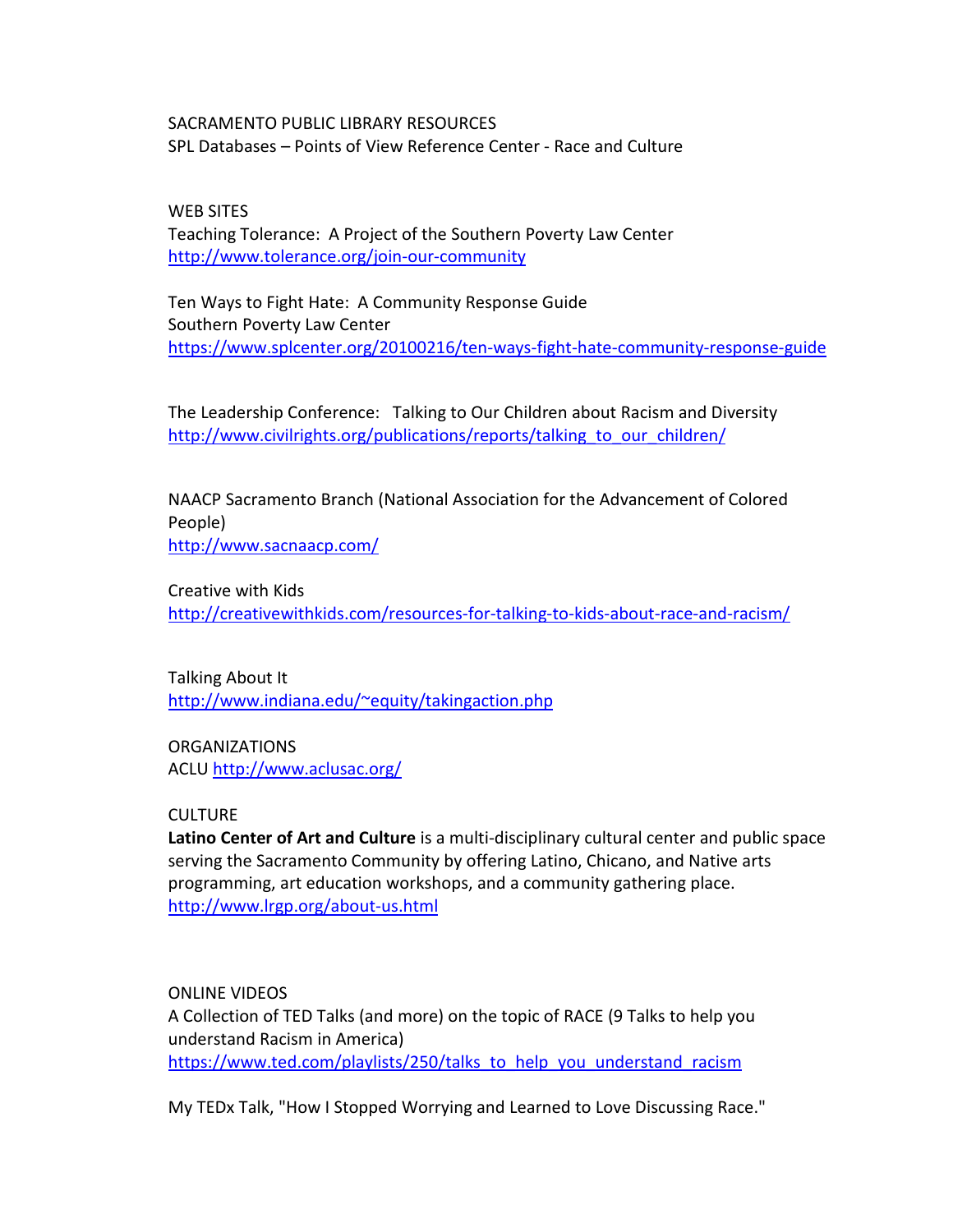SACRAMENTO PUBLIC LIBRARY RESOURCES
SPL Databases – Points of View Reference Center - Race and Culture

WEB SITES
Teaching Tolerance: A Project of the Southern Poverty Law Center
http://www.tolerance.org/join-our-community

Ten Ways to Fight Hate: A Community Response Guide
Southern Poverty Law Center
https://www.splcenter.org/20100216/ten-ways-fight-hate-community-response-guide

The Leadership Conference: Talking to Our Children about Racism and Diversity
http://www.civilrights.org/publications/reports/talking_to_our_children/

NAACP Sacramento Branch (National Association for the Advancement of Colored People)
http://www.sacnaacp.com/

Creative with Kids
http://creativewithkids.com/resources-for-talking-to-kids-about-race-and-racism/

Talking About It
http://www.indiana.edu/~equity/takingaction.php

ORGANIZATIONS
ACLU http://www.aclusac.org/

CULTURE
**Latino Center of Art and Culture** is a multi-disciplinary cultural center and public space serving the Sacramento Community by offering Latino, Chicano, and Native arts programming, art education workshops, and a community gathering place.
http://www.lrgp.org/about-us.html

ONLINE VIDEOS
A Collection of TED Talks (and more) on the topic of RACE (9 Talks to help you understand Racism in America)
https://www.ted.com/playlists/250/talks_to_help_you_understand_racism

My TEDx Talk, "How I Stopped Worrying and Learned to Love Discussing Race."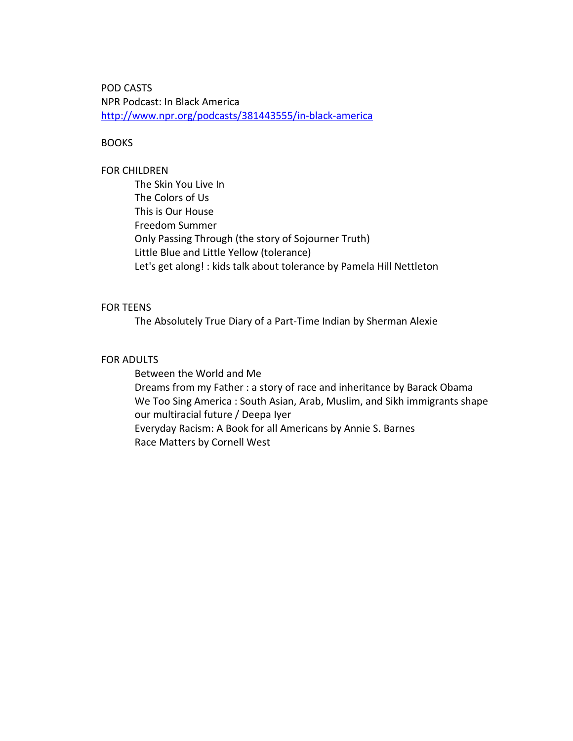## POD CASTS

NPR Podcast: In Black America
[http://www.npr.org/podcasts/381443555/in-black-america](http://www.npr.org/podcasts/381443555/in-black-america)

## BOOKS

### FOR CHILDREN

- The Skin You Live In
- The Colors of Us
- This is Our House
- Freedom Summer
- Only Passing Through (the story of Sojourner Truth)
- Little Blue and Little Yellow (tolerance)
- Let's get along! : kids talk about tolerance by Pamela Hill Nettleton

### FOR TEENS

- The Absolutely True Diary of a Part-Time Indian by Sherman Alexie

### FOR ADULTS

- Between the World and Me
- Dreams from my Father : a story of race and inheritance by Barack Obama
- We Too Sing America : South Asian, Arab, Muslim, and Sikh immigrants shape our multiracial future / Deepa Iyer
- Everyday Racism: A Book for all Americans by Annie S. Barnes
- Race Matters by Cornell West